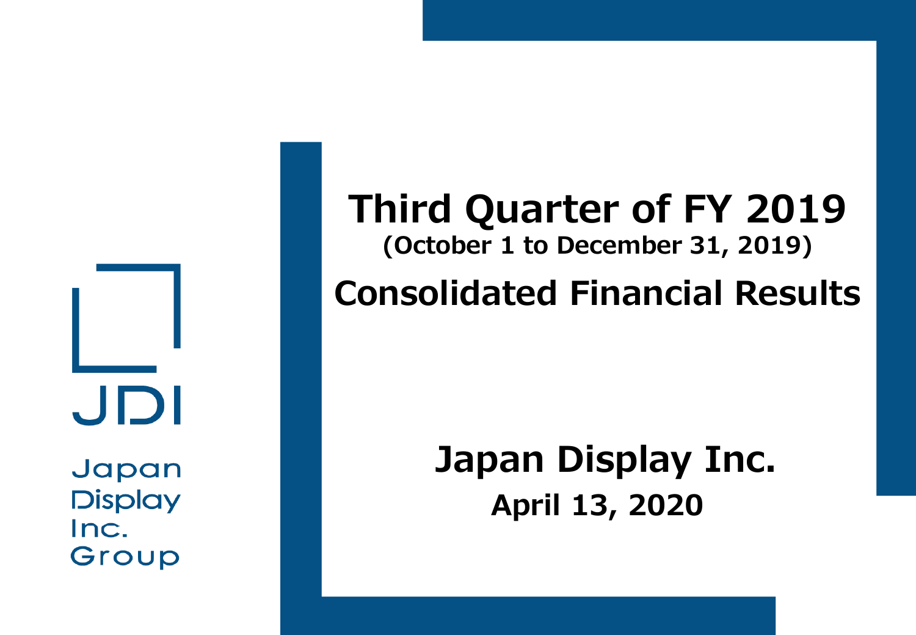JDI

Japan Display Inc. Group

# Third Quarter of FY 2019

**(October 1 to December 31, 2019)**

# Consolidated Financial Results

**Japan Display Inc.**

**April 13, 2020**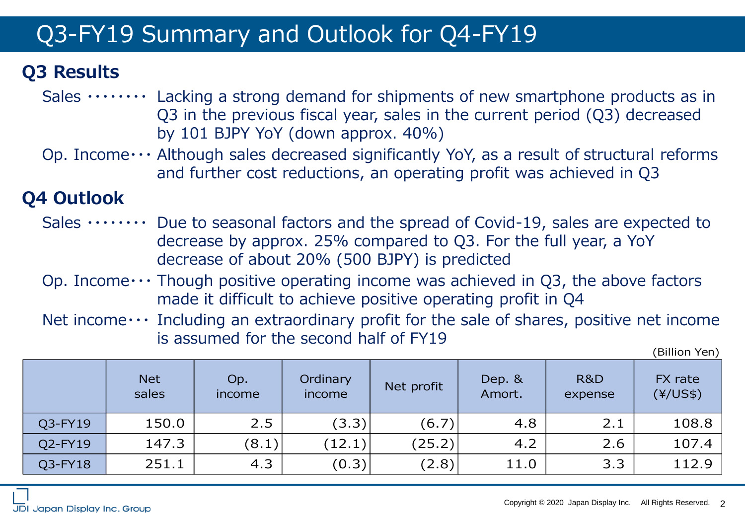# Q3-FY19 Summary and Outlook for Q4-FY19

## Q3 Results

- Sales ········ Lacking a strong demand for shipments of new smartphone products as in Q3 in the previous fiscal year, sales in the current period (Q3) decreased by 101 BJPY YoY (down approx. 40%)
- Op. Income··· Although sales decreased significantly YoY, as a result of structural reforms and further cost reductions, an operating profit was achieved in Q3

## Q4 Outlook

- Sales ········ Due to seasonal factors and the spread of Covid-19, sales are expected to decrease by approx. 25% compared to Q3. For the full year, a YoY decrease of about 20% (500 BJPY) is predicted
- Op. Income··· Though positive operating income was achieved in Q3, the above factors made it difficult to achieve positive operating profit in Q4
- Net income··· Including an extraordinary profit for the sale of shares, positive net income is assumed for the second half of FY19

(Billion Yen)

| | Net sales | Op. income | Ordinary income | Net profit | Dep. & Amort. | R&D expense | FX rate (¥/US$) |
|---|---|---|---|---|---|---|---|
| Q3-FY19 | 150.0 | 2.5 | (3.3) | (6.7) | 4.8 | 2.1 | 108.8 |
| Q2-FY19 | 147.3 | (8.1) | (12.1) | (25.2) | 4.2 | 2.6 | 107.4 |
| Q3-FY18 | 251.1 | 4.3 | (0.3) | (2.8) | 11.0 | 3.3 | 112.9 |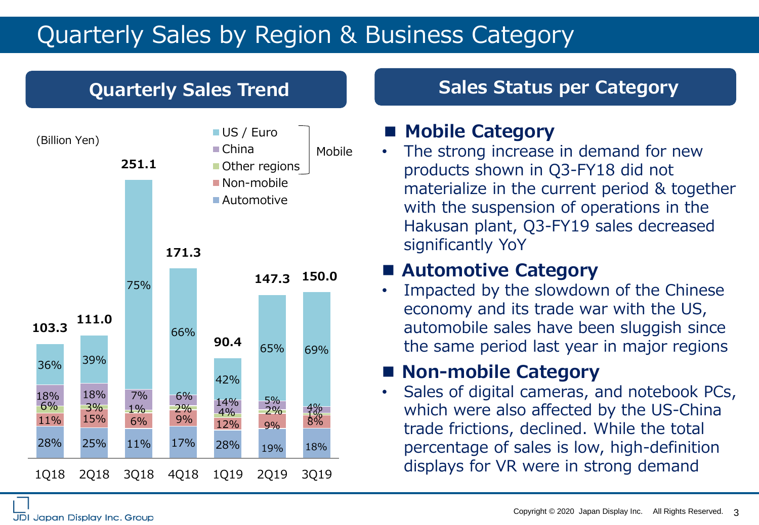# Quarterly Sales by Region & Business Category

## Quarterly Sales Trend

(Billion Yen)

| | 1Q18 | 2Q18 | 3Q18 | 4Q18 | 1Q19 | 2Q19 | 3Q19 |
|---|---|---|---|---|---|---|---|
| Total | 103.3 | 111.0 | 251.1 | 171.3 | 90.4 | 147.3 | 150.0 |
| US / Euro (Mobile) | 36% | 39% | 75% | 66% | 42% | 65% | 69% |
| China (Mobile) | 18% | 18% | 7% | 6% | 14% | 5% | 4% |
| Other regions (Mobile) | 6% | 3% | 1% | 2% | 4% | 2% | 1% |
| Non-mobile | 11% | 15% | 6% | 9% | 12% | 9% | 8% |
| Automotive | 28% | 25% | 11% | 17% | 28% | 19% | 18% |

## Sales Status per Category

### ■ Mobile Category

- The strong increase in demand for new products shown in Q3-FY18 did not materialize in the current period & together with the suspension of operations in the Hakusan plant, Q3-FY19 sales decreased significantly YoY

### ■ Automotive Category

- Impacted by the slowdown of the Chinese economy and its trade war with the US, automobile sales have been sluggish since the same period last year in major regions

### ■ Non-mobile Category

- Sales of digital cameras, and notebook PCs, which were also affected by the US-China trade frictions, declined. While the total percentage of sales is low, high-definition displays for VR were in strong demand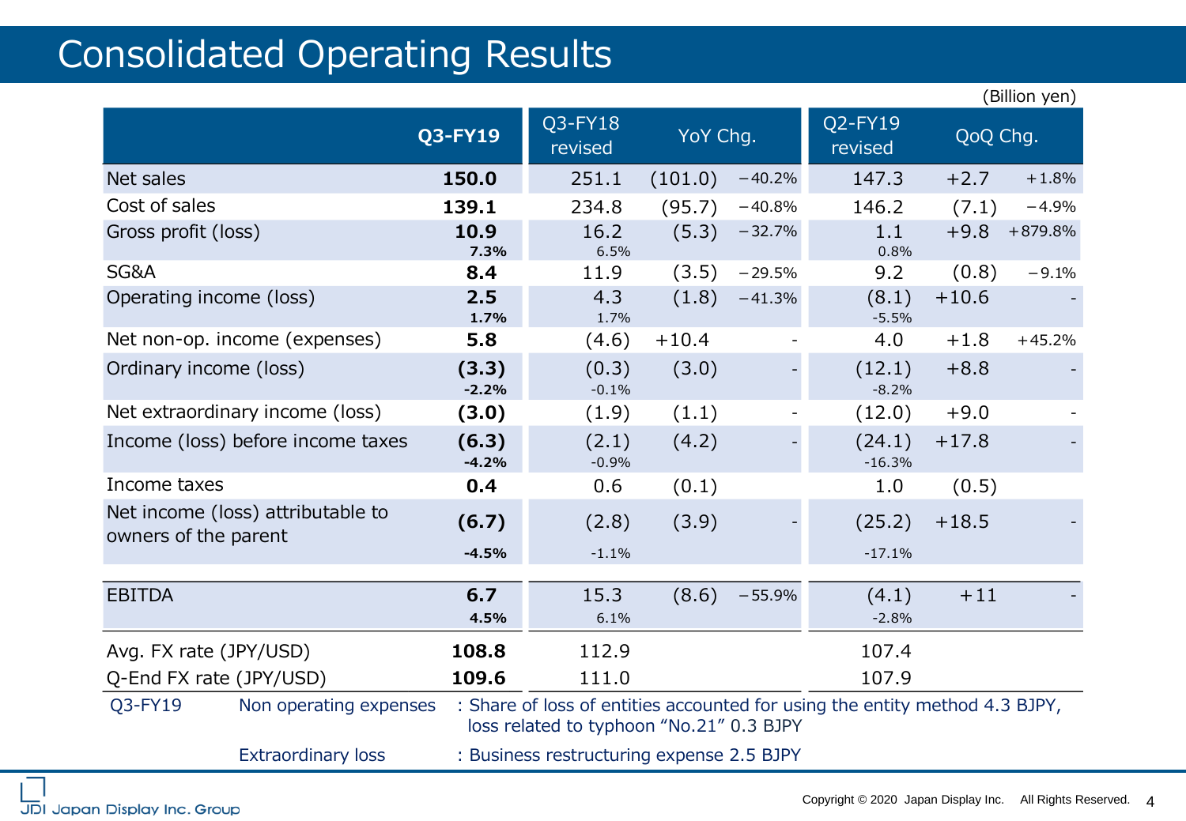# Consolidated Operating Results

(Billion yen)

| | Q3-FY19 | Q3-FY18 revised | YoY Chg. | | Q2-FY19 revised | QoQ Chg. | |
|---|---|---|---|---|---|---|---|
| Net sales | **150.0** | 251.1 | (101.0) | −40.2% | 147.3 | +2.7 | +1.8% |
| Cost of sales | **139.1** | 234.8 | (95.7) | −40.8% | 146.2 | (7.1) | −4.9% |
| Gross profit (loss) | **10.9** **7.3%** | 16.2 6.5% | (5.3) | −32.7% | 1.1 0.8% | +9.8 | +879.8% |
| SG&A | **8.4** | 11.9 | (3.5) | −29.5% | 9.2 | (0.8) | −9.1% |
| Operating income (loss) | **2.5** **1.7%** | 4.3 1.7% | (1.8) | −41.3% | (8.1) -5.5% | +10.6 | - |
| Net non-op. income (expenses) | **5.8** | (4.6) | +10.4 | - | 4.0 | +1.8 | +45.2% |
| Ordinary income (loss) | **(3.3)** **-2.2%** | (0.3) -0.1% | (3.0) | - | (12.1) -8.2% | +8.8 | - |
| Net extraordinary income (loss) | **(3.0)** | (1.9) | (1.1) | - | (12.0) | +9.0 | - |
| Income (loss) before income taxes | **(6.3)** **-4.2%** | (2.1) -0.9% | (4.2) | - | (24.1) -16.3% | +17.8 | - |
| Income taxes | **0.4** | 0.6 | (0.1) | | 1.0 | (0.5) | |
| Net income (loss) attributable to owners of the parent | **(6.7)** **-4.5%** | (2.8) -1.1% | (3.9) | - | (25.2) -17.1% | +18.5 | - |
| EBITDA | **6.7** **4.5%** | 15.3 6.1% | (8.6) | −55.9% | (4.1) -2.8% | +11 | - |
| Avg. FX rate (JPY/USD) | **108.8** | 112.9 | | | 107.4 | | |
| Q-End FX rate (JPY/USD) | **109.6** | 111.0 | | | 107.9 | | |

Q3-FY19 Non operating expenses : Share of loss of entities accounted for using the entity method 4.3 BJPY, loss related to typhoon "No.21" 0.3 BJPY

Extraordinary loss : Business restructuring expense 2.5 BJPY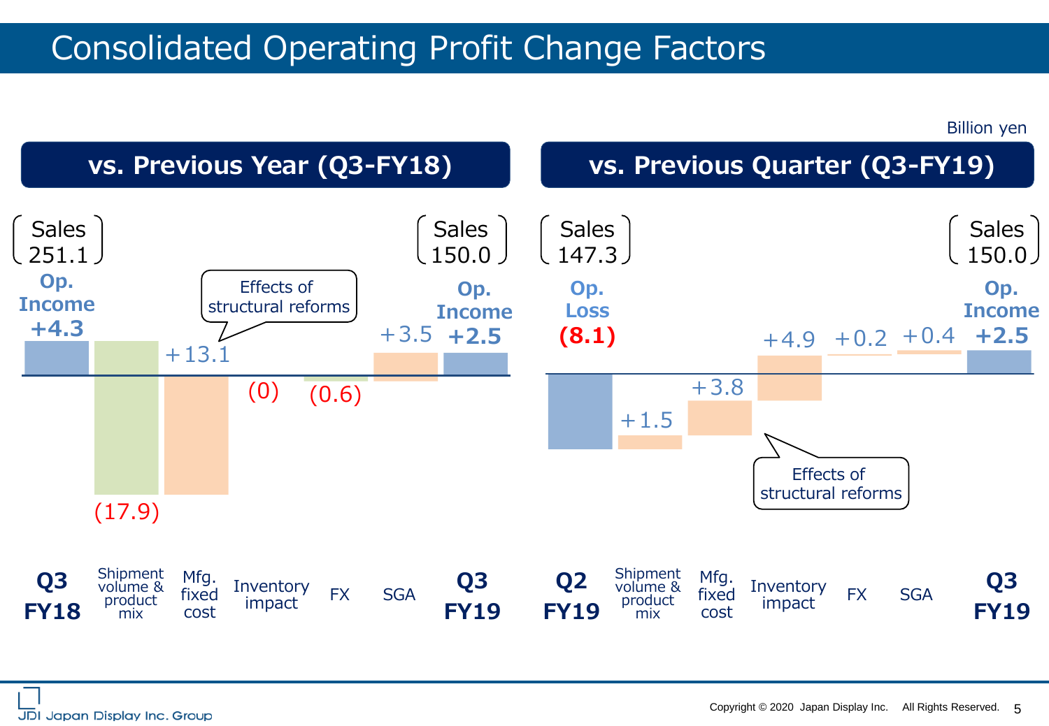# Consolidated Operating Profit Change Factors

Billion yen

## vs. Previous Year (Q3-FY18)

| | Q3 FY18 | Shipment volume & product mix | Mfg. fixed cost | Inventory impact | FX | SGA | Q3 FY19 |
|---|---|---|---|---|---|---|---|
| Sales | 251.1 | | | | | | 150.0 |
| Op. Income | +4.3 | (17.9) | +13.1 | (0) | (0.6) | +3.5 | +2.5 |

Effects of structural reforms (Mfg. fixed cost)

## vs. Previous Quarter (Q3-FY19)

| | Q2 FY19 | Shipment volume & product mix | Mfg. fixed cost | Inventory impact | FX | SGA | Q3 FY19 |
|---|---|---|---|---|---|---|---|
| Sales | 147.3 | | | | | | 150.0 |
| Op. Income / Loss | Op. Loss (8.1) | +1.5 | +3.8 | +4.9 | +0.2 | +0.4 | Op. Income +2.5 |

Effects of structural reforms (Mfg. fixed cost)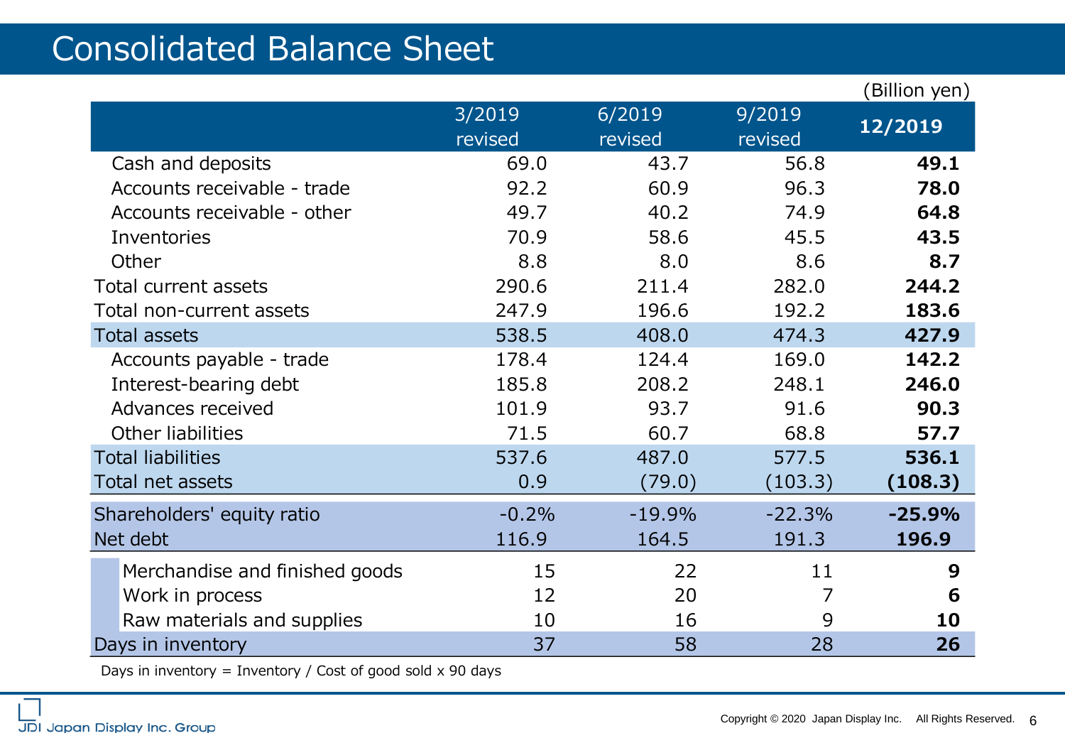# Consolidated Balance Sheet

(Billion yen)

| | 3/2019 revised | 6/2019 revised | 9/2019 revised | **12/2019** |
|---|---|---|---|---|
| Cash and deposits | 69.0 | 43.7 | 56.8 | **49.1** |
| Accounts receivable - trade | 92.2 | 60.9 | 96.3 | **78.0** |
| Accounts receivable - other | 49.7 | 40.2 | 74.9 | **64.8** |
| Inventories | 70.9 | 58.6 | 45.5 | **43.5** |
| Other | 8.8 | 8.0 | 8.6 | **8.7** |
| Total current assets | 290.6 | 211.4 | 282.0 | **244.2** |
| Total non-current assets | 247.9 | 196.6 | 192.2 | **183.6** |
| Total assets | 538.5 | 408.0 | 474.3 | **427.9** |
| Accounts payable - trade | 178.4 | 124.4 | 169.0 | **142.2** |
| Interest-bearing debt | 185.8 | 208.2 | 248.1 | **246.0** |
| Advances received | 101.9 | 93.7 | 91.6 | **90.3** |
| Other liabilities | 71.5 | 60.7 | 68.8 | **57.7** |
| Total liabilities | 537.6 | 487.0 | 577.5 | **536.1** |
| Total net assets | 0.9 | (79.0) | (103.3) | **(108.3)** |
| Shareholders' equity ratio | -0.2% | -19.9% | -22.3% | **-25.9%** |
| Net debt | 116.9 | 164.5 | 191.3 | **196.9** |
| Merchandise and finished goods | 15 | 22 | 11 | **9** |
| Work in process | 12 | 20 | 7 | **6** |
| Raw materials and supplies | 10 | 16 | 9 | **10** |
| Days in inventory | 37 | 58 | 28 | **26** |

Days in inventory = Inventory / Cost of good sold x 90 days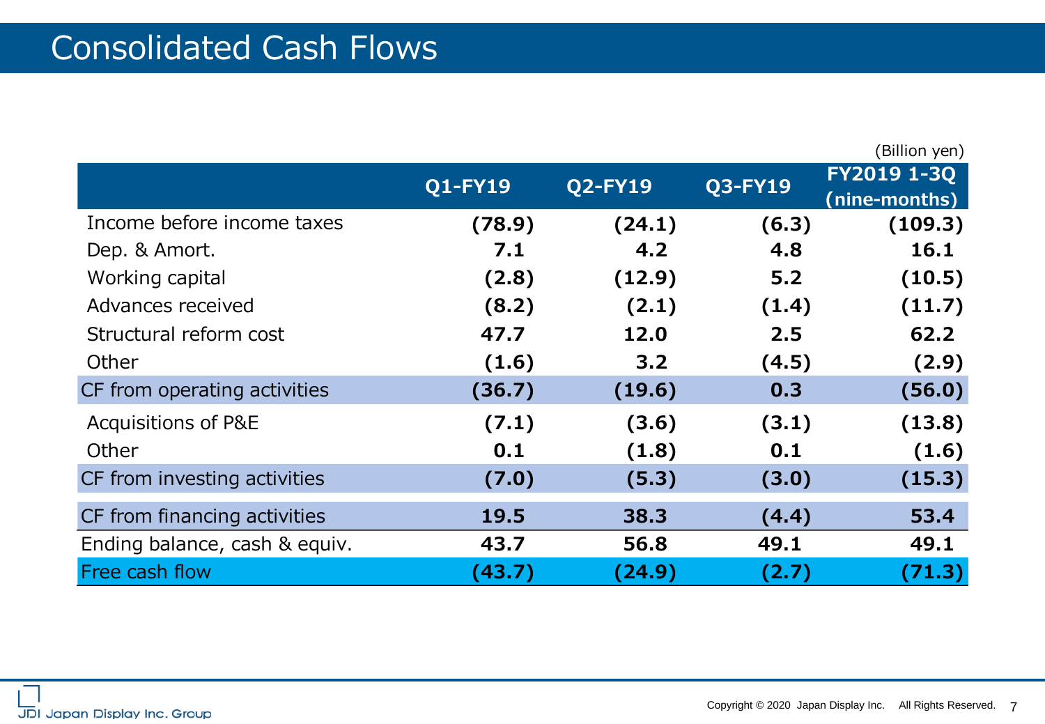# Consolidated Cash Flows

(Billion yen)

| | Q1-FY19 | Q2-FY19 | Q3-FY19 | FY2019 1-3Q (nine-months) |
|---|---|---|---|---|
| Income before income taxes | **(78.9)** | **(24.1)** | **(6.3)** | **(109.3)** |
| Dep. & Amort. | **7.1** | **4.2** | **4.8** | **16.1** |
| Working capital | **(2.8)** | **(12.9)** | **5.2** | **(10.5)** |
| Advances received | **(8.2)** | **(2.1)** | **(1.4)** | **(11.7)** |
| Structural reform cost | **47.7** | **12.0** | **2.5** | **62.2** |
| Other | **(1.6)** | **3.2** | **(4.5)** | **(2.9)** |
| CF from operating activities | **(36.7)** | **(19.6)** | **0.3** | **(56.0)** |
| Acquisitions of P&E | **(7.1)** | **(3.6)** | **(3.1)** | **(13.8)** |
| Other | **0.1** | **(1.8)** | **0.1** | **(1.6)** |
| CF from investing activities | **(7.0)** | **(5.3)** | **(3.0)** | **(15.3)** |
| CF from financing activities | **19.5** | **38.3** | **(4.4)** | **53.4** |
| Ending balance, cash & equiv. | **43.7** | **56.8** | **49.1** | **49.1** |
| Free cash flow | **(43.7)** | **(24.9)** | **(2.7)** | **(71.3)** |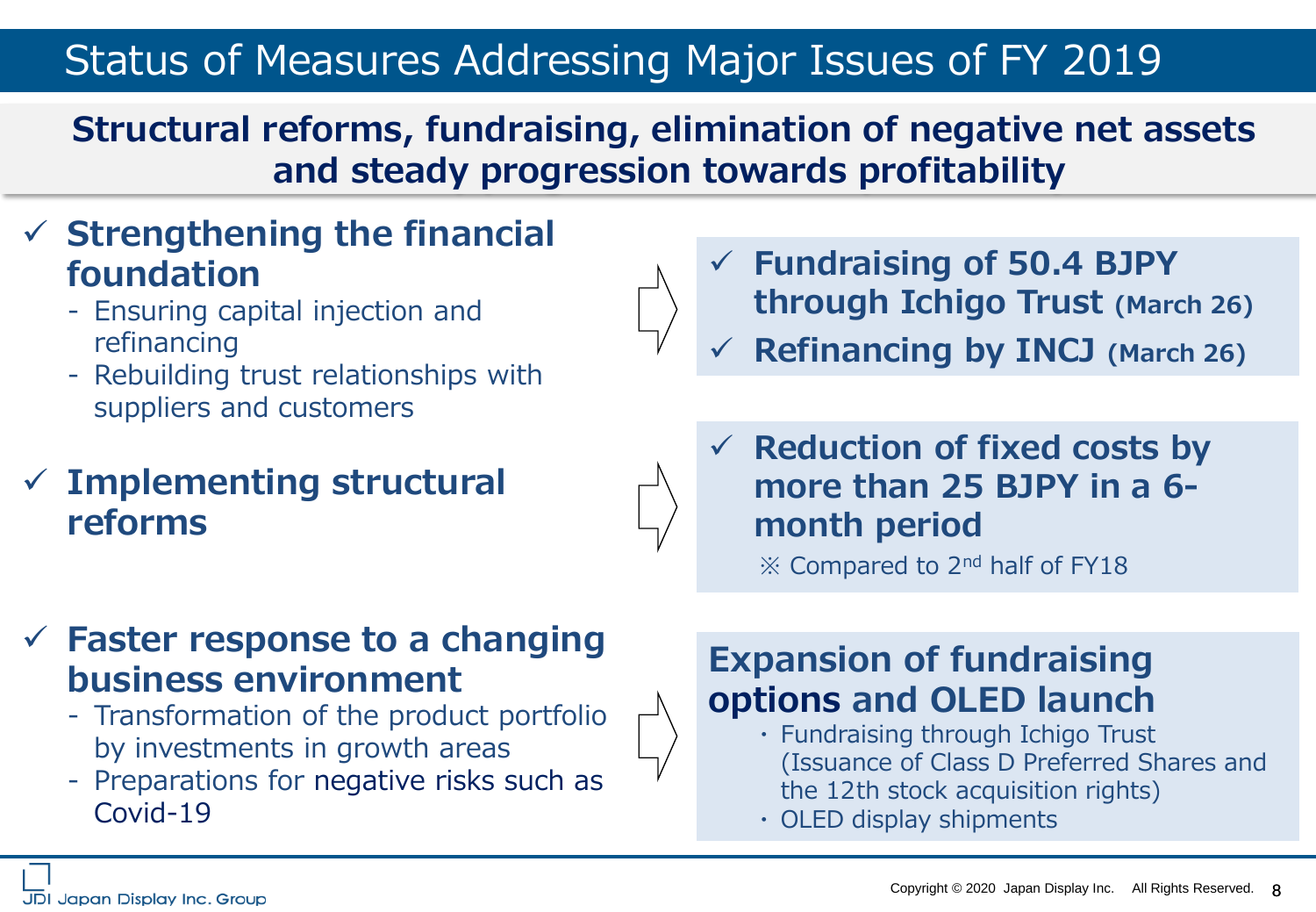# Status of Measures Addressing Major Issues of FY 2019

**Structural reforms, fundraising, elimination of negative net assets and steady progression towards profitability**

- ✓ **Strengthening the financial foundation**
  - Ensuring capital injection and refinancing
  - Rebuilding trust relationships with suppliers and customers

⇒

- ✓ **Fundraising of 50.4 BJPY through Ichigo Trust (March 26)**
- ✓ **Refinancing by INCJ (March 26)**

---

- ✓ **Implementing structural reforms**

⇒

- ✓ **Reduction of fixed costs by more than 25 BJPY in a 6-month period**

  ※ Compared to 2nd half of FY18

---

- ✓ **Faster response to a changing business environment**
  - Transformation of the product portfolio by investments in growth areas
  - Preparations for negative risks such as Covid-19

⇒

**Expansion of fundraising options and OLED launch**

- Fundraising through Ichigo Trust (Issuance of Class D Preferred Shares and the 12th stock acquisition rights)
- OLED display shipments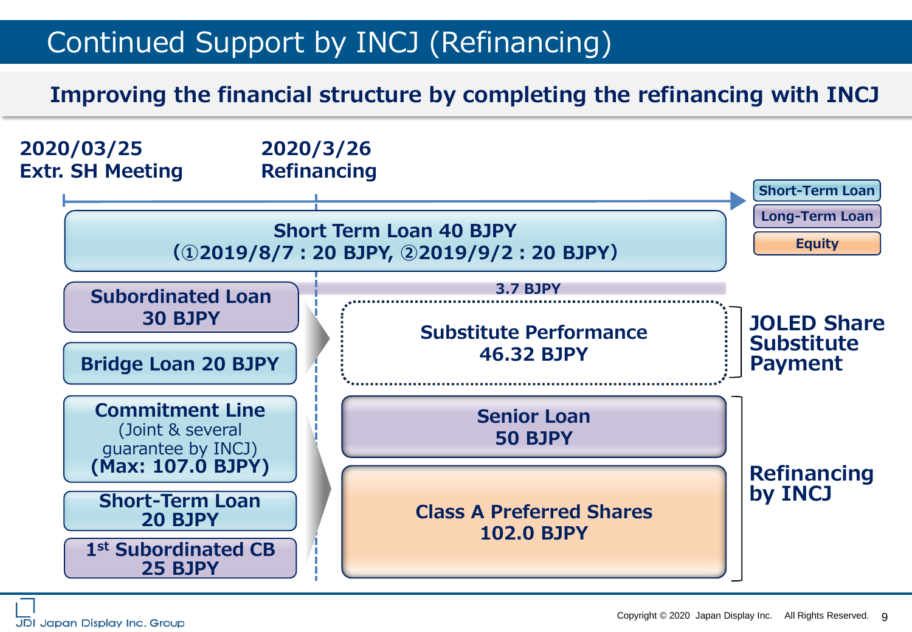# Continued Support by INCJ (Refinancing)

**Improving the financial structure by completing the refinancing with INCJ**

**2020/03/25**
**Extr. SH Meeting**

**2020/3/26**
**Refinancing**

Legend: Short-Term Loan / Long-Term Loan / Equity

**Short Term Loan 40 BJPY**
**(①2019/8/7 : 20 BJPY, ②2019/9/2 : 20 BJPY)**

**Subordinated Loan 30 BJPY**

**Bridge Loan 20 BJPY**

**3.7 BJPY**

**Substitute Performance 46.32 BJPY**

**JOLED Share Substitute Payment**

**Commitment Line**
(Joint & several guarantee by INCJ)
**(Max: 107.0 BJPY)**

**Short-Term Loan 20 BJPY**

**1st Subordinated CB 25 BJPY**

**Senior Loan 50 BJPY**

**Class A Preferred Shares 102.0 BJPY**

**Refinancing by INCJ**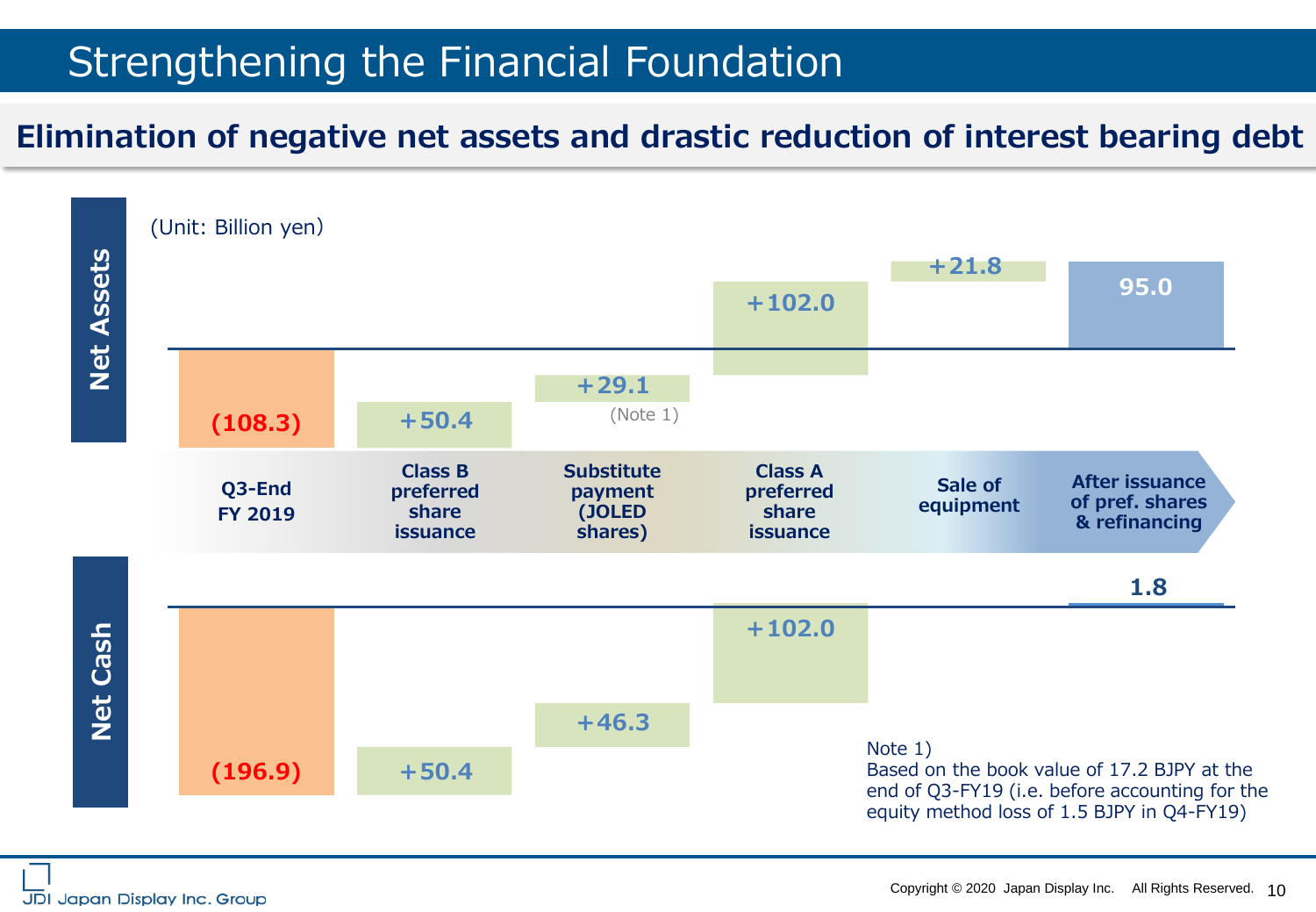# Strengthening the Financial Foundation

## Elimination of negative net assets and drastic reduction of interest bearing debt

(Unit: Billion yen)

| | Q3-End FY 2019 | Class B preferred share issuance | Substitute payment (JOLED shares) | Class A preferred share issuance | Sale of equipment | After issuance of pref. shares & refinancing |
|---|---|---|---|---|---|---|
| Net Assets | (108.3) | +50.4 | +29.1 (Note 1) | +102.0 | +21.8 | 95.0 |
| Net Cash | (196.9) | +50.4 | +46.3 | +102.0 | | 1.8 |

Note 1)
Based on the book value of 17.2 BJPY at the end of Q3-FY19 (i.e. before accounting for the equity method loss of 1.5 BJPY in Q4-FY19)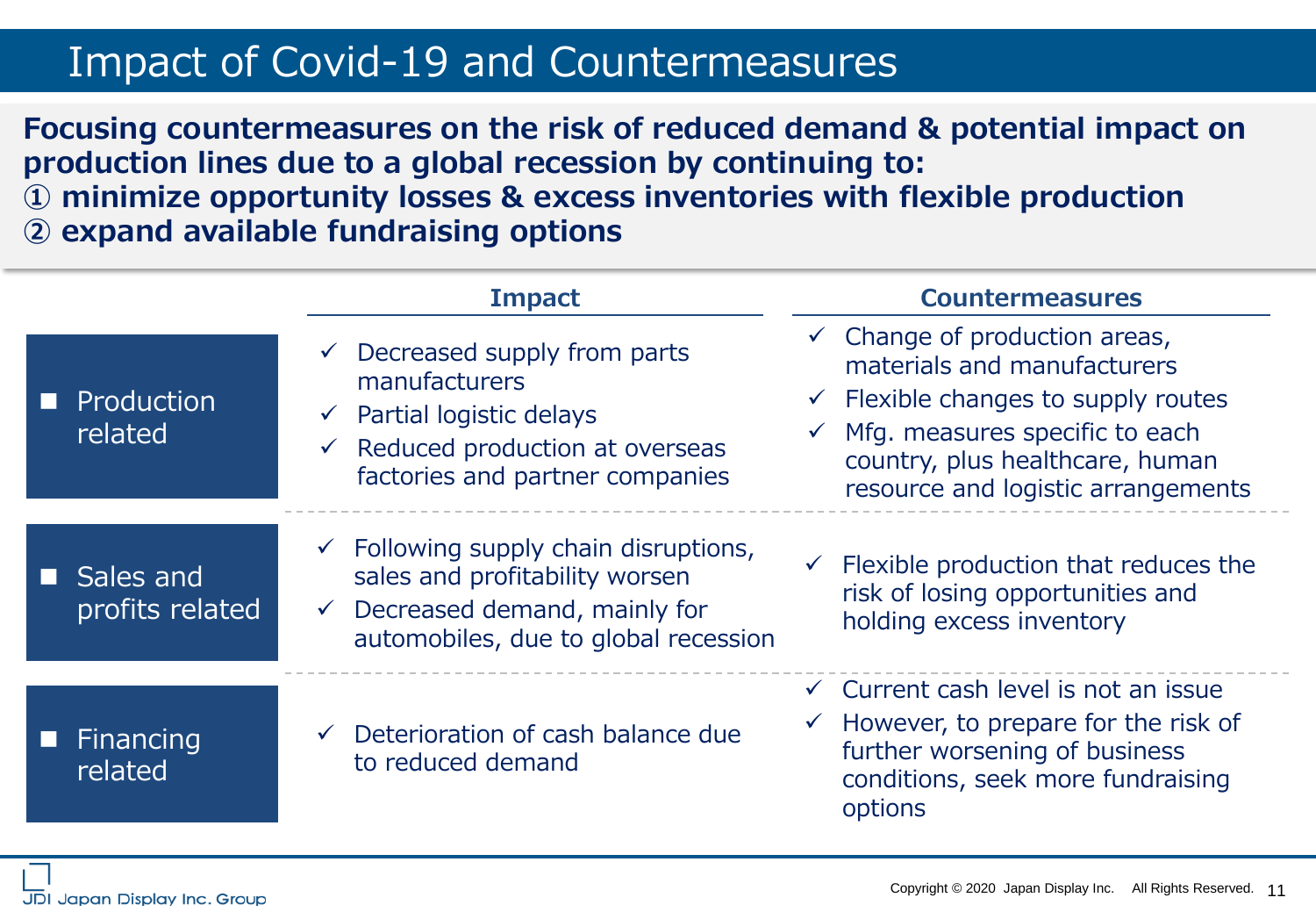# Impact of Covid-19 and Countermeasures

**Focusing countermeasures on the risk of reduced demand & potential impact on production lines due to a global recession by continuing to:**
**① minimize opportunity losses & excess inventories with flexible production**
**② expand available fundraising options**

| | Impact | Countermeasures |
|---|---|---|
| ■ Production related | ✓ Decreased supply from parts manufacturers<br>✓ Partial logistic delays<br>✓ Reduced production at overseas factories and partner companies | ✓ Change of production areas, materials and manufacturers<br>✓ Flexible changes to supply routes<br>✓ Mfg. measures specific to each country, plus healthcare, human resource and logistic arrangements |
| ■ Sales and profits related | ✓ Following supply chain disruptions, sales and profitability worsen<br>✓ Decreased demand, mainly for automobiles, due to global recession | ✓ Flexible production that reduces the risk of losing opportunities and holding excess inventory |
| ■ Financing related | ✓ Deterioration of cash balance due to reduced demand | ✓ Current cash level is not an issue<br>✓ However, to prepare for the risk of further worsening of business conditions, seek more fundraising options |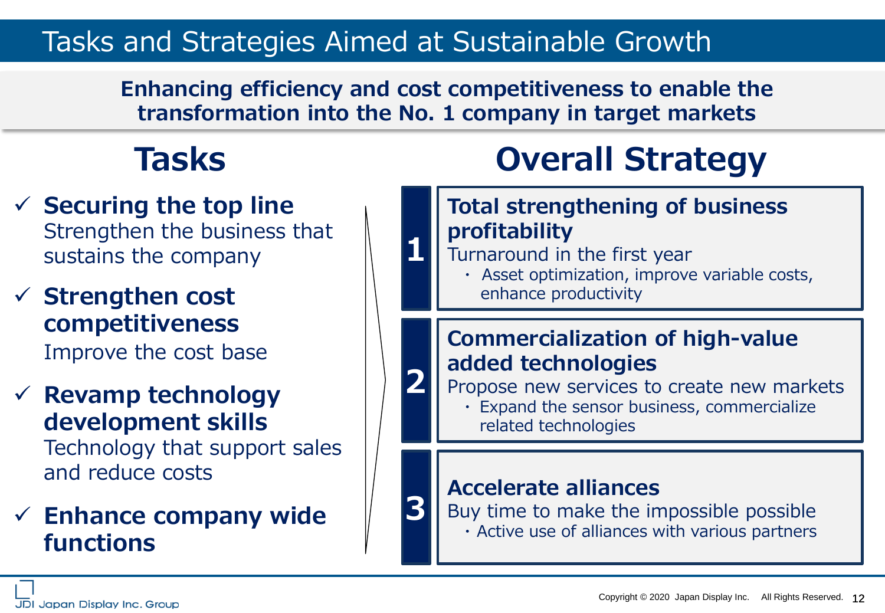# Tasks and Strategies Aimed at Sustainable Growth

**Enhancing efficiency and cost competitiveness to enable the transformation into the No. 1 company in target markets**

## Tasks

- ✓ **Securing the top line**
  Strengthen the business that sustains the company
- ✓ **Strengthen cost competitiveness**
  Improve the cost base
- ✓ **Revamp technology development skills**
  Technology that support sales and reduce costs
- ✓ **Enhance company wide functions**

## Overall Strategy

**1. Total strengthening of business profitability**

Turnaround in the first year

- Asset optimization, improve variable costs, enhance productivity

**2. Commercialization of high-value added technologies**

Propose new services to create new markets

- Expand the sensor business, commercialize related technologies

**3. Accelerate alliances**

Buy time to make the impossible possible

- Active use of alliances with various partners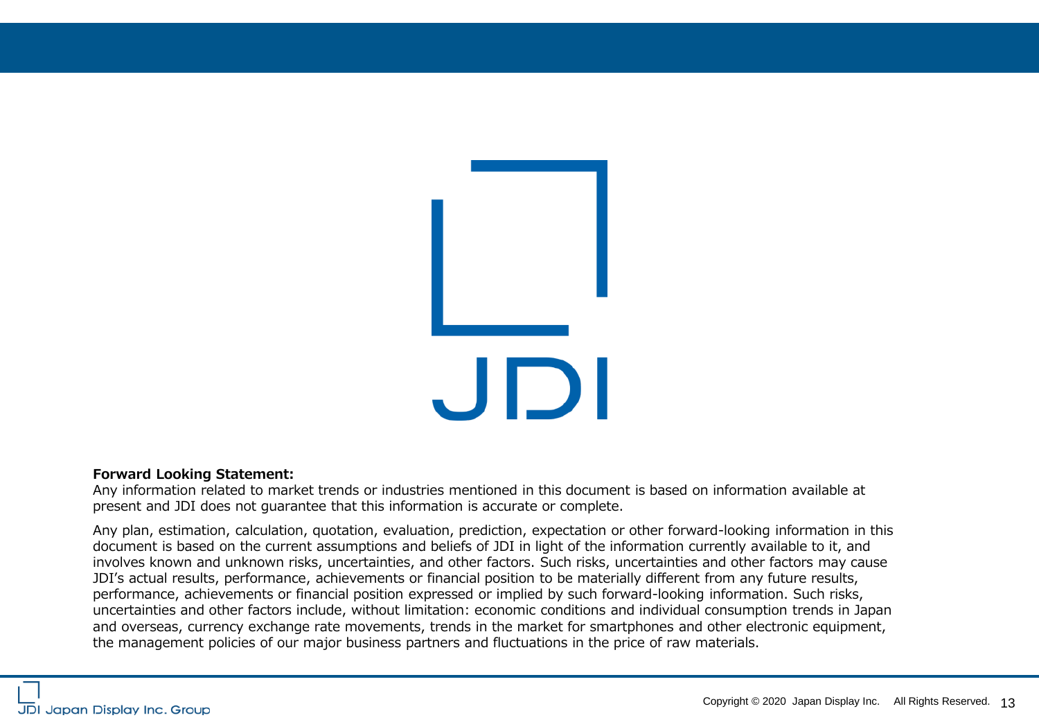JDI

**Forward Looking Statement:**

Any information related to market trends or industries mentioned in this document is based on information available at present and JDI does not guarantee that this information is accurate or complete.

Any plan, estimation, calculation, quotation, evaluation, prediction, expectation or other forward-looking information in this document is based on the current assumptions and beliefs of JDI in light of the information currently available to it, and involves known and unknown risks, uncertainties, and other factors. Such risks, uncertainties and other factors may cause JDI's actual results, performance, achievements or financial position to be materially different from any future results, performance, achievements or financial position expressed or implied by such forward-looking information. Such risks, uncertainties and other factors include, without limitation: economic conditions and individual consumption trends in Japan and overseas, currency exchange rate movements, trends in the market for smartphones and other electronic equipment, the management policies of our major business partners and fluctuations in the price of raw materials.